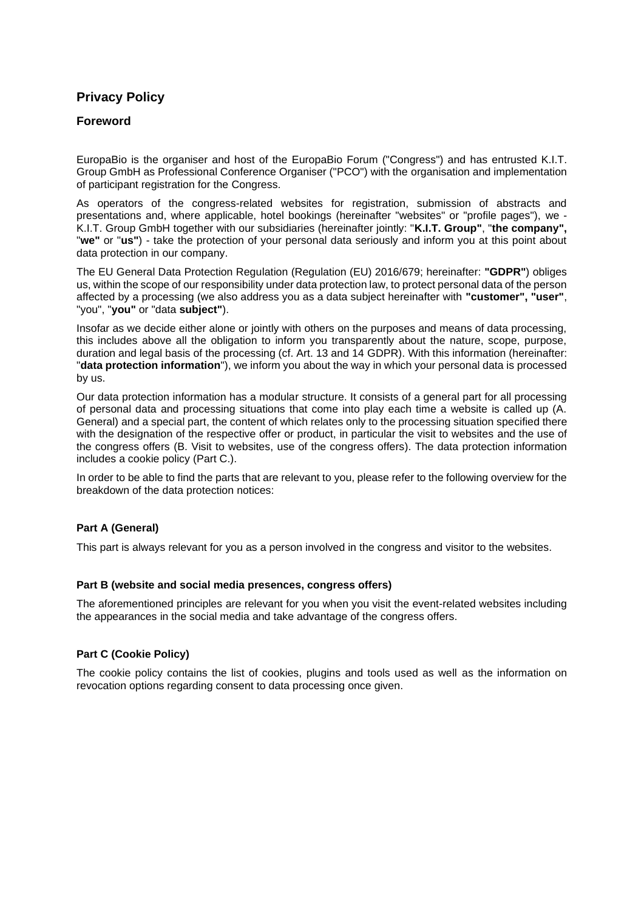# Privacy Policy

## Foreword

EuropaBio is the organiser and host of the EuropaBio Forum ("Congress") and has entrusted K.I.T. Group GmbH as Professional Conference Organiser ("PCO") with the organisation and implementation of participant registration for the Congress.

As operators of the congress-related websites for registration, submission of abstracts and presentations and, where applicable, hotel bookings (hereinafter "websites" or "profile pages"), we - K.I.T. Group GmbH together with our subsidiaries (hereinafter jointly: "**K.I.T. Group"**, "**the company",** "**we"** or "**us"**) - take the protection of your personal data seriously and inform you at this point about data protection in our company.

The EU General Data Protection Regulation (Regulation (EU) 2016/679; hereinafter: **"GDPR"**) obliges us, within the scope of our responsibility under data protection law, to protect personal data of the person affected by a processing (we also address you as a data subject hereinafter with **"customer", "user"**, "you", "**you"** or "data **subject"**).

Insofar as we decide either alone or jointly with others on the purposes and means of data processing, this includes above all the obligation to inform you transparently about the nature, scope, purpose, duration and legal basis of the processing (cf. Art. 13 and 14 GDPR). With this information (hereinafter: "**data protection information**"), we inform you about the way in which your personal data is processed by us.

Our data protection information has a modular structure. It consists of a general part for all processing of personal data and processing situations that come into play each time a website is called up (A. General) and a special part, the content of which relates only to the processing situation specified there with the designation of the respective offer or product, in particular the visit to websites and the use of the congress offers (B. Visit to websites, use of the congress offers). The data protection information includes a cookie policy (Part C.).

In order to be able to find the parts that are relevant to you, please refer to the following overview for the breakdown of the data protection notices:

#### Part A (General)

This part is always relevant for you as a person involved in the congress and visitor to the websites.

#### Part B (website and social media presences, congress offers)

The aforementioned principles are relevant for you when you visit the event-related websites including the appearances in the social media and take advantage of the congress offers.

#### Part C (Cookie Policy)

The cookie policy contains the list of cookies, plugins and tools used as well as the information on revocation options regarding consent to data processing once given.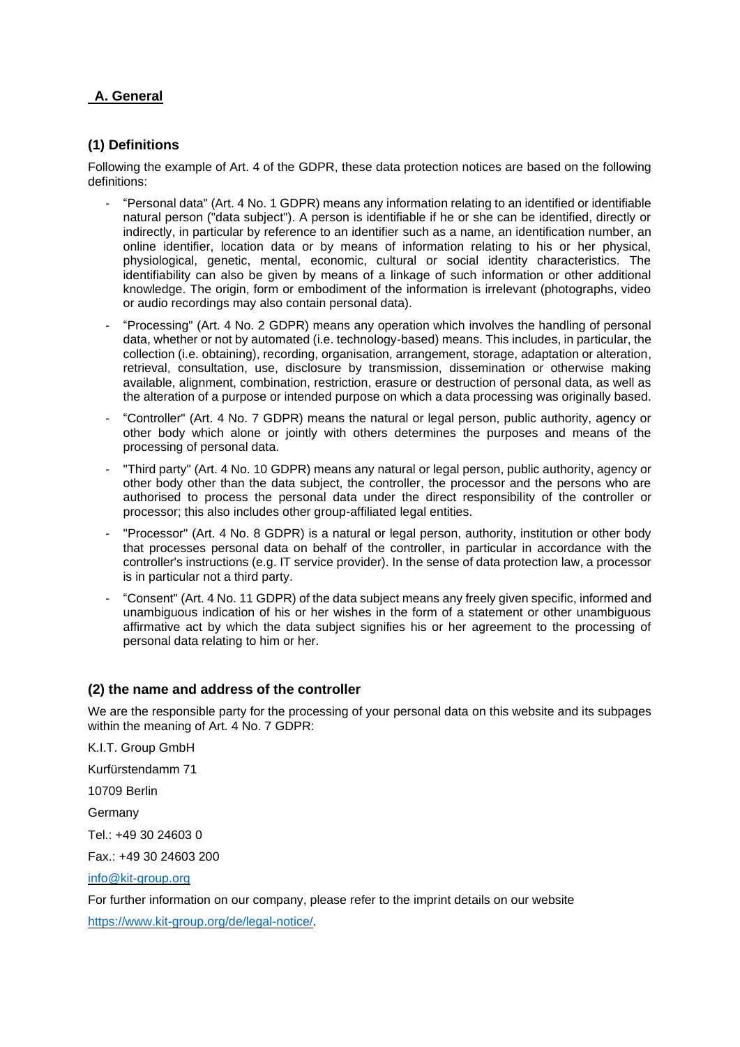## A. General

### (1) Definitions

Following the example of Art. 4 of the GDPR, these data protection notices are based on the following definitions:

- “Personal data" (Art. 4 No. 1 GDPR) means any information relating to an identified or identifiable natural person ("data subject"). A person is identifiable if he or she can be identified, directly or indirectly, in particular by reference to an identifier such as a name, an identification number, an online identifier, location data or by means of information relating to his or her physical, physiological, genetic, mental, economic, cultural or social identity characteristics. The identifiability can also be given by means of a linkage of such information or other additional knowledge. The origin, form or embodiment of the information is irrelevant (photographs, video or audio recordings may also contain personal data).
- “Processing" (Art. 4 No. 2 GDPR) means any operation which involves the handling of personal data, whether or not by automated (i.e. technology-based) means. This includes, in particular, the collection (i.e. obtaining), recording, organisation, arrangement, storage, adaptation or alteration, retrieval, consultation, use, disclosure by transmission, dissemination or otherwise making available, alignment, combination, restriction, erasure or destruction of personal data, as well as the alteration of a purpose or intended purpose on which a data processing was originally based.
- “Controller" (Art. 4 No. 7 GDPR) means the natural or legal person, public authority, agency or other body which alone or jointly with others determines the purposes and means of the processing of personal data.
- "Third party" (Art. 4 No. 10 GDPR) means any natural or legal person, public authority, agency or other body other than the data subject, the controller, the processor and the persons who are authorised to process the personal data under the direct responsibility of the controller or processor; this also includes other group-affiliated legal entities.
- "Processor" (Art. 4 No. 8 GDPR) is a natural or legal person, authority, institution or other body that processes personal data on behalf of the controller, in particular in accordance with the controller's instructions (e.g. IT service provider). In the sense of data protection law, a processor is in particular not a third party.
- “Consent" (Art. 4 No. 11 GDPR) of the data subject means any freely given specific, informed and unambiguous indication of his or her wishes in the form of a statement or other unambiguous affirmative act by which the data subject signifies his or her agreement to the processing of personal data relating to him or her.

### (2) the name and address of the controller

We are the responsible party for the processing of your personal data on this website and its subpages within the meaning of Art. 4 No. 7 GDPR:

K.I.T. Group GmbH

Kurfürstendamm 71

10709 Berlin

Germany

Tel.: +49 30 24603 0

Fax.: +49 30 24603 200

info@kit-group.org

For further information on our company, please refer to the imprint details on our website

https://www.kit-group.org/de/legal-notice/.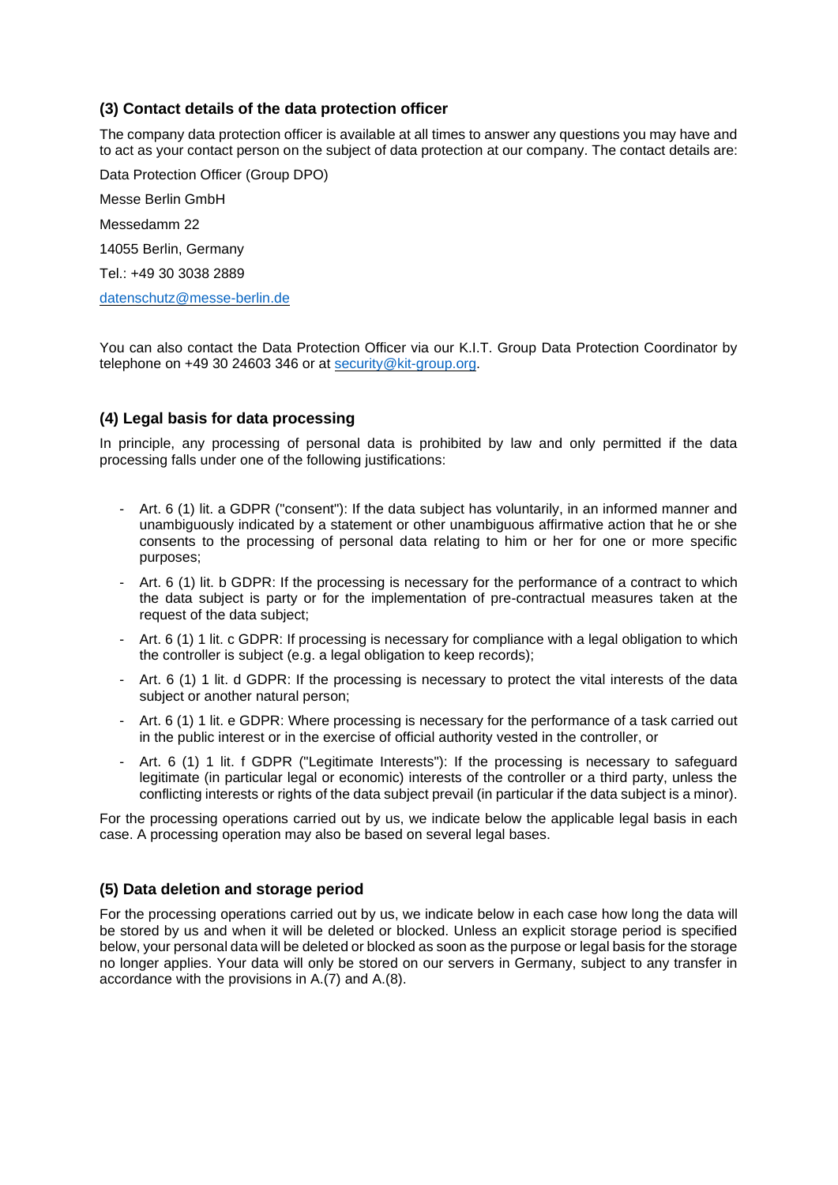### (3) Contact details of the data protection officer

The company data protection officer is available at all times to answer any questions you may have and to act as your contact person on the subject of data protection at our company. The contact details are:

Data Protection Officer (Group DPO)

Messe Berlin GmbH

Messedamm 22

14055 Berlin, Germany

Tel.: +49 30 3038 2889

datenschutz@messe-berlin.de

You can also contact the Data Protection Officer via our K.I.T. Group Data Protection Coordinator by telephone on +49 30 24603 346 or at security@kit-group.org.

### (4) Legal basis for data processing

In principle, any processing of personal data is prohibited by law and only permitted if the data processing falls under one of the following justifications:

- Art. 6 (1) lit. a GDPR ("consent"): If the data subject has voluntarily, in an informed manner and unambiguously indicated by a statement or other unambiguous affirmative action that he or she consents to the processing of personal data relating to him or her for one or more specific purposes;
- Art. 6 (1) lit. b GDPR: If the processing is necessary for the performance of a contract to which the data subject is party or for the implementation of pre-contractual measures taken at the request of the data subject;
- Art. 6 (1) 1 lit. c GDPR: If processing is necessary for compliance with a legal obligation to which the controller is subject (e.g. a legal obligation to keep records);
- Art. 6 (1) 1 lit. d GDPR: If the processing is necessary to protect the vital interests of the data subject or another natural person;
- Art. 6 (1) 1 lit. e GDPR: Where processing is necessary for the performance of a task carried out in the public interest or in the exercise of official authority vested in the controller, or
- Art. 6 (1) 1 lit. f GDPR ("Legitimate Interests"): If the processing is necessary to safeguard legitimate (in particular legal or economic) interests of the controller or a third party, unless the conflicting interests or rights of the data subject prevail (in particular if the data subject is a minor).

For the processing operations carried out by us, we indicate below the applicable legal basis in each case. A processing operation may also be based on several legal bases.

### (5) Data deletion and storage period

For the processing operations carried out by us, we indicate below in each case how long the data will be stored by us and when it will be deleted or blocked. Unless an explicit storage period is specified below, your personal data will be deleted or blocked as soon as the purpose or legal basis for the storage no longer applies. Your data will only be stored on our servers in Germany, subject to any transfer in accordance with the provisions in A.(7) and A.(8).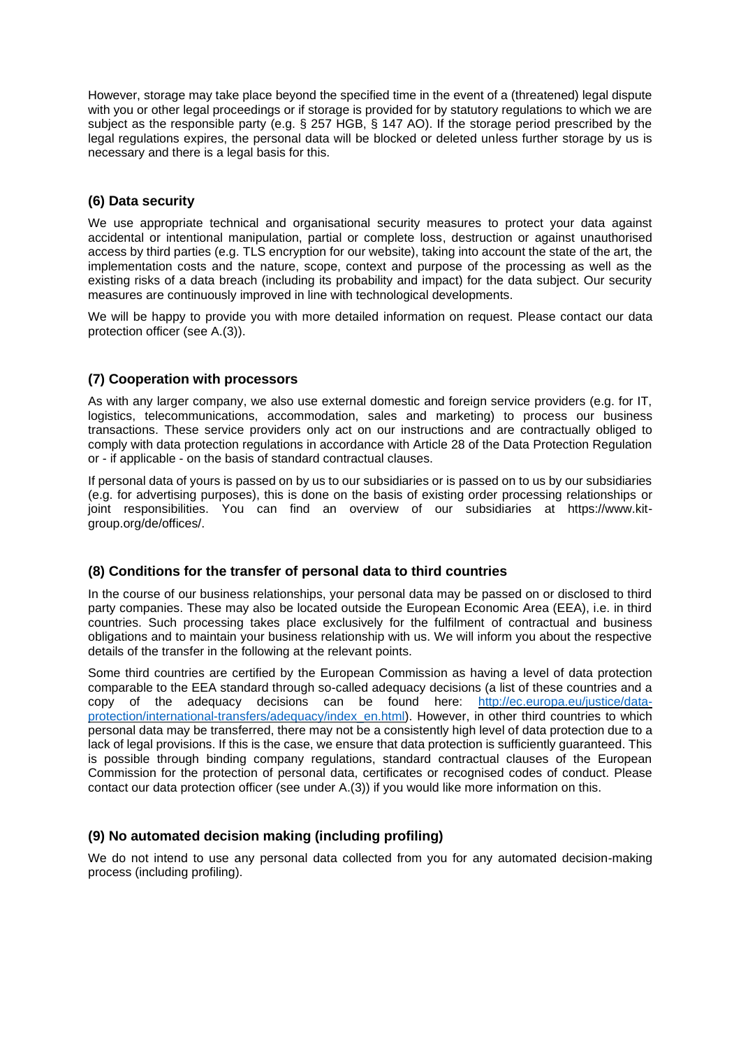However, storage may take place beyond the specified time in the event of a (threatened) legal dispute with you or other legal proceedings or if storage is provided for by statutory regulations to which we are subject as the responsible party (e.g. § 257 HGB, § 147 AO). If the storage period prescribed by the legal regulations expires, the personal data will be blocked or deleted unless further storage by us is necessary and there is a legal basis for this.

### (6) Data security

We use appropriate technical and organisational security measures to protect your data against accidental or intentional manipulation, partial or complete loss, destruction or against unauthorised access by third parties (e.g. TLS encryption for our website), taking into account the state of the art, the implementation costs and the nature, scope, context and purpose of the processing as well as the existing risks of a data breach (including its probability and impact) for the data subject. Our security measures are continuously improved in line with technological developments.

We will be happy to provide you with more detailed information on request. Please contact our data protection officer (see A.(3)).

### (7) Cooperation with processors

As with any larger company, we also use external domestic and foreign service providers (e.g. for IT, logistics, telecommunications, accommodation, sales and marketing) to process our business transactions. These service providers only act on our instructions and are contractually obliged to comply with data protection regulations in accordance with Article 28 of the Data Protection Regulation or - if applicable - on the basis of standard contractual clauses.

If personal data of yours is passed on by us to our subsidiaries or is passed on to us by our subsidiaries (e.g. for advertising purposes), this is done on the basis of existing order processing relationships or joint responsibilities. You can find an overview of our subsidiaries at https://www.kit-group.org/de/offices/.

### (8) Conditions for the transfer of personal data to third countries

In the course of our business relationships, your personal data may be passed on or disclosed to third party companies. These may also be located outside the European Economic Area (EEA), i.e. in third countries. Such processing takes place exclusively for the fulfilment of contractual and business obligations and to maintain your business relationship with us. We will inform you about the respective details of the transfer in the following at the relevant points.

Some third countries are certified by the European Commission as having a level of data protection comparable to the EEA standard through so-called adequacy decisions (a list of these countries and a copy of the adequacy decisions can be found here: [http://ec.europa.eu/justice/data-protection/international-transfers/adequacy/index_en.html](http://ec.europa.eu/justice/data-protection/international-transfers/adequacy/index_en.html)). However, in other third countries to which personal data may be transferred, there may not be a consistently high level of data protection due to a lack of legal provisions. If this is the case, we ensure that data protection is sufficiently guaranteed. This is possible through binding company regulations, standard contractual clauses of the European Commission for the protection of personal data, certificates or recognised codes of conduct. Please contact our data protection officer (see under A.(3)) if you would like more information on this.

### (9) No automated decision making (including profiling)

We do not intend to use any personal data collected from you for any automated decision-making process (including profiling).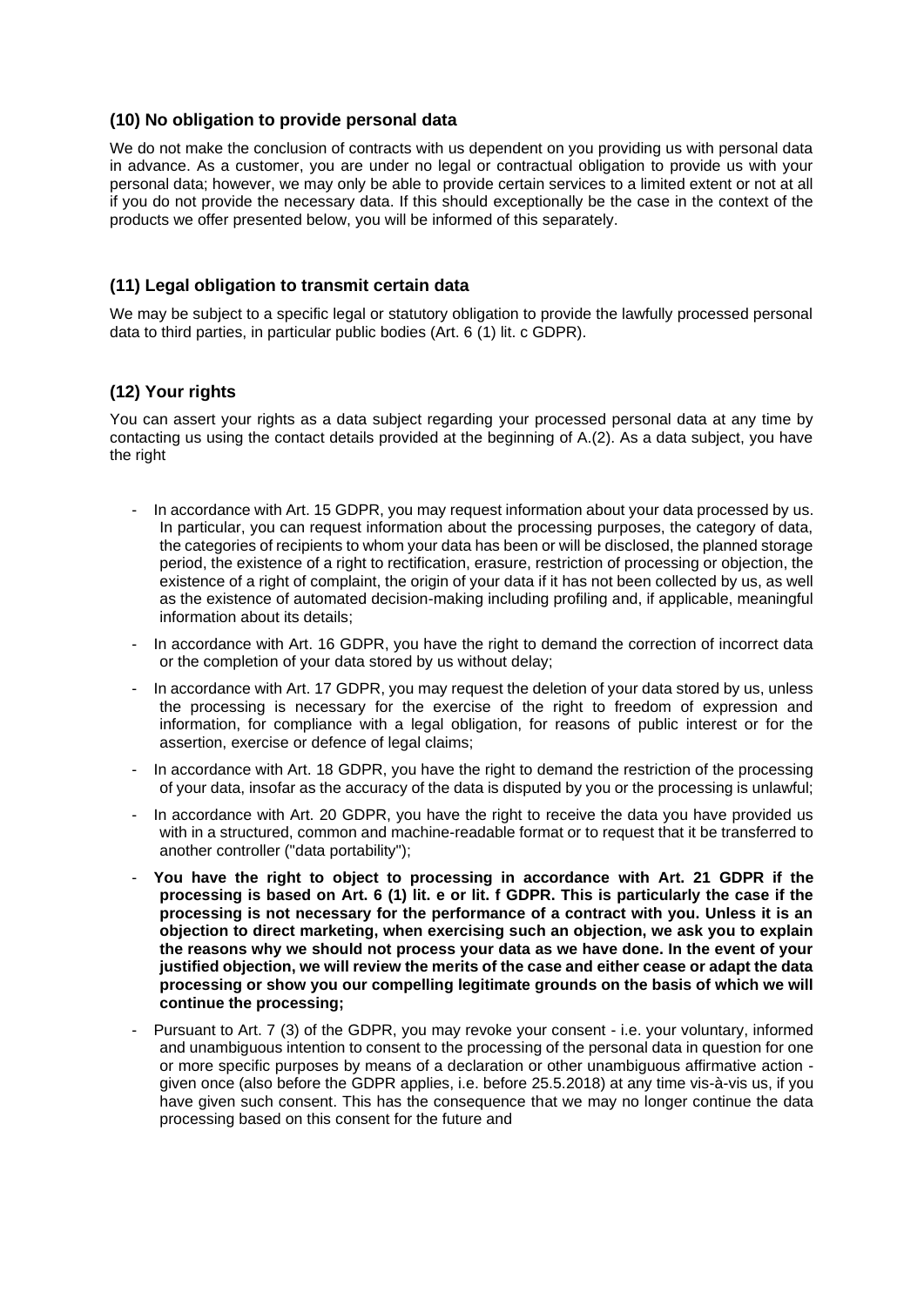### (10) No obligation to provide personal data

We do not make the conclusion of contracts with us dependent on you providing us with personal data in advance. As a customer, you are under no legal or contractual obligation to provide us with your personal data; however, we may only be able to provide certain services to a limited extent or not at all if you do not provide the necessary data. If this should exceptionally be the case in the context of the products we offer presented below, you will be informed of this separately.

### (11) Legal obligation to transmit certain data

We may be subject to a specific legal or statutory obligation to provide the lawfully processed personal data to third parties, in particular public bodies (Art. 6 (1) lit. c GDPR).

### (12) Your rights

You can assert your rights as a data subject regarding your processed personal data at any time by contacting us using the contact details provided at the beginning of A.(2). As a data subject, you have the right

- In accordance with Art. 15 GDPR, you may request information about your data processed by us. In particular, you can request information about the processing purposes, the category of data, the categories of recipients to whom your data has been or will be disclosed, the planned storage period, the existence of a right to rectification, erasure, restriction of processing or objection, the existence of a right of complaint, the origin of your data if it has not been collected by us, as well as the existence of automated decision-making including profiling and, if applicable, meaningful information about its details;
- In accordance with Art. 16 GDPR, you have the right to demand the correction of incorrect data or the completion of your data stored by us without delay;
- In accordance with Art. 17 GDPR, you may request the deletion of your data stored by us, unless the processing is necessary for the exercise of the right to freedom of expression and information, for compliance with a legal obligation, for reasons of public interest or for the assertion, exercise or defence of legal claims;
- In accordance with Art. 18 GDPR, you have the right to demand the restriction of the processing of your data, insofar as the accuracy of the data is disputed by you or the processing is unlawful;
- In accordance with Art. 20 GDPR, you have the right to receive the data you have provided us with in a structured, common and machine-readable format or to request that it be transferred to another controller ("data portability");
- **You have the right to object to processing in accordance with Art. 21 GDPR if the processing is based on Art. 6 (1) lit. e or lit. f GDPR. This is particularly the case if the processing is not necessary for the performance of a contract with you. Unless it is an objection to direct marketing, when exercising such an objection, we ask you to explain the reasons why we should not process your data as we have done. In the event of your justified objection, we will review the merits of the case and either cease or adapt the data processing or show you our compelling legitimate grounds on the basis of which we will continue the processing;**
- Pursuant to Art. 7 (3) of the GDPR, you may revoke your consent - i.e. your voluntary, informed and unambiguous intention to consent to the processing of the personal data in question for one or more specific purposes by means of a declaration or other unambiguous affirmative action - given once (also before the GDPR applies, i.e. before 25.5.2018) at any time vis-à-vis us, if you have given such consent. This has the consequence that we may no longer continue the data processing based on this consent for the future and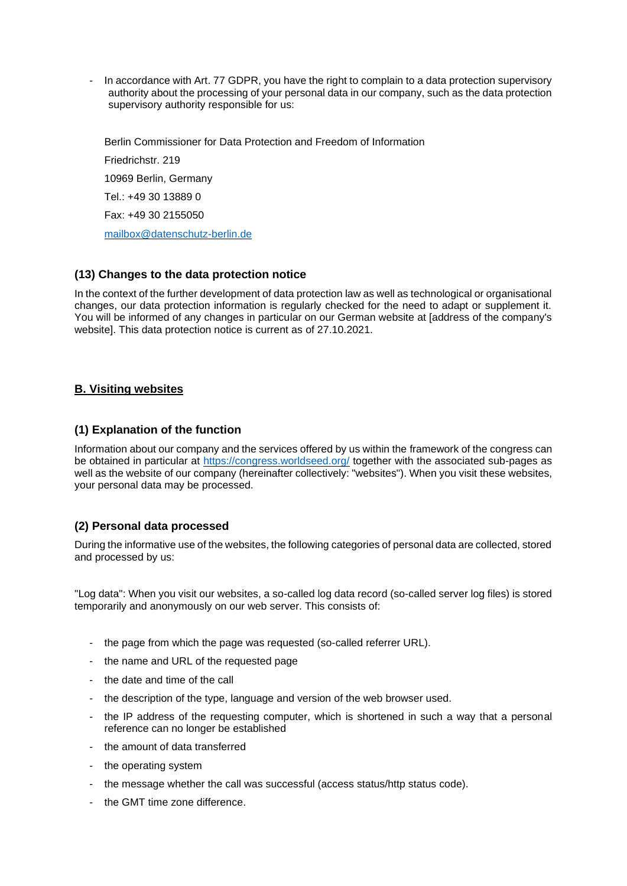- In accordance with Art. 77 GDPR, you have the right to complain to a data protection supervisory authority about the processing of your personal data in our company, such as the data protection supervisory authority responsible for us:

  Berlin Commissioner for Data Protection and Freedom of Information

  Friedrichstr. 219

  10969 Berlin, Germany

  Tel.: +49 30 13889 0

  Fax: +49 30 2155050

  mailbox@datenschutz-berlin.de

### (13) Changes to the data protection notice

In the context of the further development of data protection law as well as technological or organisational changes, our data protection information is regularly checked for the need to adapt or supplement it. You will be informed of any changes in particular on our German website at [address of the company's website]. This data protection notice is current as of 27.10.2021.

## B. Visiting websites

### (1) Explanation of the function

Information about our company and the services offered by us within the framework of the congress can be obtained in particular at https://congress.worldseed.org/ together with the associated sub-pages as well as the website of our company (hereinafter collectively: "websites"). When you visit these websites, your personal data may be processed.

### (2) Personal data processed

During the informative use of the websites, the following categories of personal data are collected, stored and processed by us:

"Log data": When you visit our websites, a so-called log data record (so-called server log files) is stored temporarily and anonymously on our web server. This consists of:

- the page from which the page was requested (so-called referrer URL).
- the name and URL of the requested page
- the date and time of the call
- the description of the type, language and version of the web browser used.
- the IP address of the requesting computer, which is shortened in such a way that a personal reference can no longer be established
- the amount of data transferred
- the operating system
- the message whether the call was successful (access status/http status code).
- the GMT time zone difference.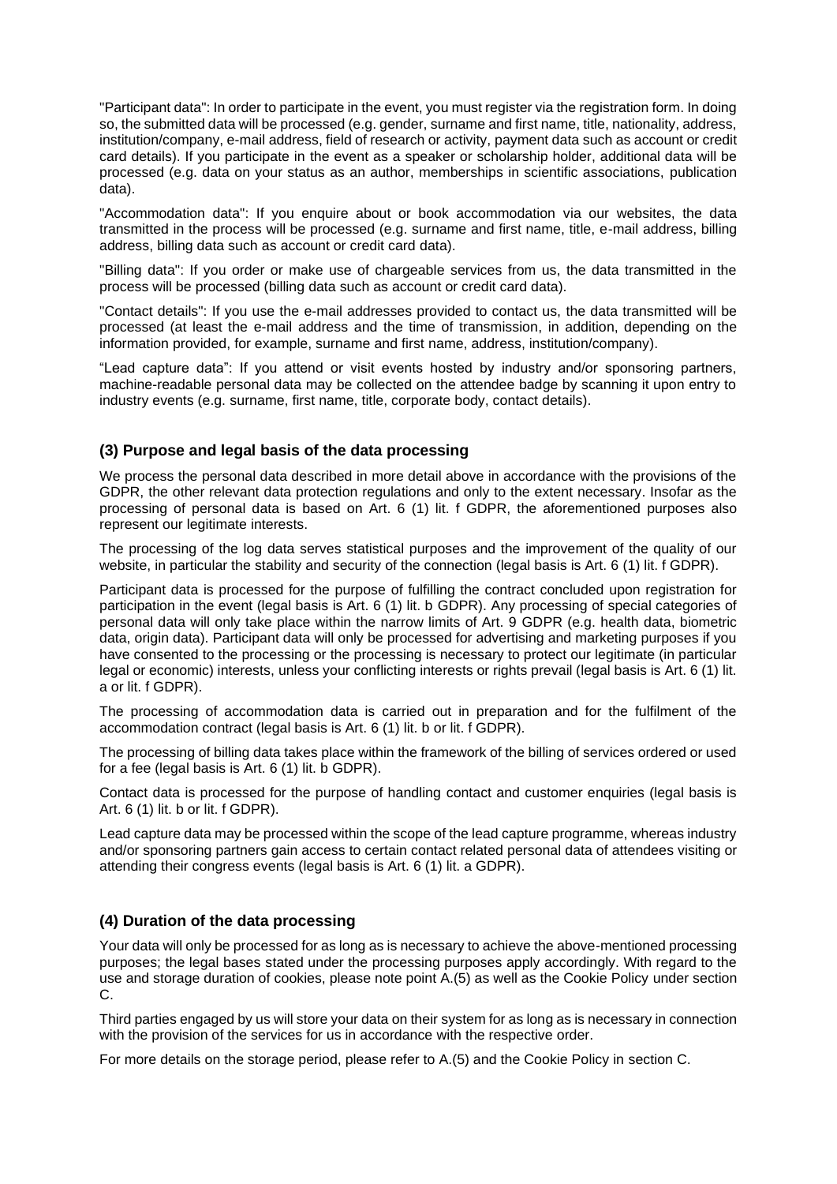"Participant data": In order to participate in the event, you must register via the registration form. In doing so, the submitted data will be processed (e.g. gender, surname and first name, title, nationality, address, institution/company, e-mail address, field of research or activity, payment data such as account or credit card details). If you participate in the event as a speaker or scholarship holder, additional data will be processed (e.g. data on your status as an author, memberships in scientific associations, publication data).

"Accommodation data": If you enquire about or book accommodation via our websites, the data transmitted in the process will be processed (e.g. surname and first name, title, e-mail address, billing address, billing data such as account or credit card data).

"Billing data": If you order or make use of chargeable services from us, the data transmitted in the process will be processed (billing data such as account or credit card data).

"Contact details": If you use the e-mail addresses provided to contact us, the data transmitted will be processed (at least the e-mail address and the time of transmission, in addition, depending on the information provided, for example, surname and first name, address, institution/company).

"Lead capture data": If you attend or visit events hosted by industry and/or sponsoring partners, machine-readable personal data may be collected on the attendee badge by scanning it upon entry to industry events (e.g. surname, first name, title, corporate body, contact details).

### (3) Purpose and legal basis of the data processing

We process the personal data described in more detail above in accordance with the provisions of the GDPR, the other relevant data protection regulations and only to the extent necessary. Insofar as the processing of personal data is based on Art. 6 (1) lit. f GDPR, the aforementioned purposes also represent our legitimate interests.

The processing of the log data serves statistical purposes and the improvement of the quality of our website, in particular the stability and security of the connection (legal basis is Art. 6 (1) lit. f GDPR).

Participant data is processed for the purpose of fulfilling the contract concluded upon registration for participation in the event (legal basis is Art. 6 (1) lit. b GDPR). Any processing of special categories of personal data will only take place within the narrow limits of Art. 9 GDPR (e.g. health data, biometric data, origin data). Participant data will only be processed for advertising and marketing purposes if you have consented to the processing or the processing is necessary to protect our legitimate (in particular legal or economic) interests, unless your conflicting interests or rights prevail (legal basis is Art. 6 (1) lit. a or lit. f GDPR).

The processing of accommodation data is carried out in preparation and for the fulfilment of the accommodation contract (legal basis is Art. 6 (1) lit. b or lit. f GDPR).

The processing of billing data takes place within the framework of the billing of services ordered or used for a fee (legal basis is Art. 6 (1) lit. b GDPR).

Contact data is processed for the purpose of handling contact and customer enquiries (legal basis is Art. 6 (1) lit. b or lit. f GDPR).

Lead capture data may be processed within the scope of the lead capture programme, whereas industry and/or sponsoring partners gain access to certain contact related personal data of attendees visiting or attending their congress events (legal basis is Art. 6 (1) lit. a GDPR).

### (4) Duration of the data processing

Your data will only be processed for as long as is necessary to achieve the above-mentioned processing purposes; the legal bases stated under the processing purposes apply accordingly. With regard to the use and storage duration of cookies, please note point A.(5) as well as the Cookie Policy under section C.

Third parties engaged by us will store your data on their system for as long as is necessary in connection with the provision of the services for us in accordance with the respective order.

For more details on the storage period, please refer to A.(5) and the Cookie Policy in section C.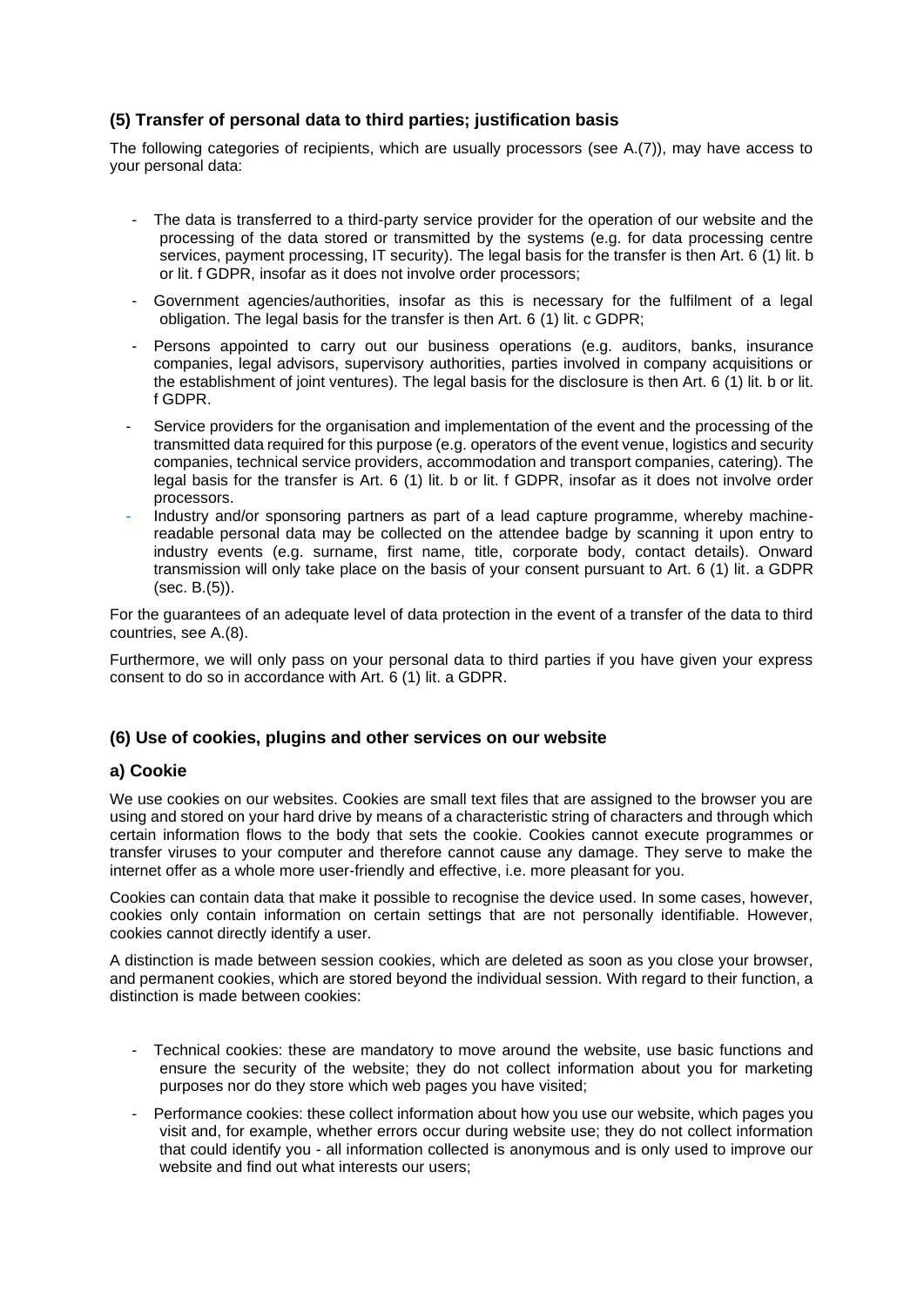### (5) Transfer of personal data to third parties; justification basis

The following categories of recipients, which are usually processors (see A.(7)), may have access to your personal data:

- The data is transferred to a third-party service provider for the operation of our website and the processing of the data stored or transmitted by the systems (e.g. for data processing centre services, payment processing, IT security). The legal basis for the transfer is then Art. 6 (1) lit. b or lit. f GDPR, insofar as it does not involve order processors;
- Government agencies/authorities, insofar as this is necessary for the fulfilment of a legal obligation. The legal basis for the transfer is then Art. 6 (1) lit. c GDPR;
- Persons appointed to carry out our business operations (e.g. auditors, banks, insurance companies, legal advisors, supervisory authorities, parties involved in company acquisitions or the establishment of joint ventures). The legal basis for the disclosure is then Art. 6 (1) lit. b or lit. f GDPR.
- Service providers for the organisation and implementation of the event and the processing of the transmitted data required for this purpose (e.g. operators of the event venue, logistics and security companies, technical service providers, accommodation and transport companies, catering). The legal basis for the transfer is Art. 6 (1) lit. b or lit. f GDPR, insofar as it does not involve order processors.
- Industry and/or sponsoring partners as part of a lead capture programme, whereby machine-readable personal data may be collected on the attendee badge by scanning it upon entry to industry events (e.g. surname, first name, title, corporate body, contact details). Onward transmission will only take place on the basis of your consent pursuant to Art. 6 (1) lit. a GDPR (sec. B.(5)).

For the guarantees of an adequate level of data protection in the event of a transfer of the data to third countries, see A.(8).

Furthermore, we will only pass on your personal data to third parties if you have given your express consent to do so in accordance with Art. 6 (1) lit. a GDPR.

### (6) Use of cookies, plugins and other services on our website

#### a) Cookie

We use cookies on our websites. Cookies are small text files that are assigned to the browser you are using and stored on your hard drive by means of a characteristic string of characters and through which certain information flows to the body that sets the cookie. Cookies cannot execute programmes or transfer viruses to your computer and therefore cannot cause any damage. They serve to make the internet offer as a whole more user-friendly and effective, i.e. more pleasant for you.

Cookies can contain data that make it possible to recognise the device used. In some cases, however, cookies only contain information on certain settings that are not personally identifiable. However, cookies cannot directly identify a user.

A distinction is made between session cookies, which are deleted as soon as you close your browser, and permanent cookies, which are stored beyond the individual session. With regard to their function, a distinction is made between cookies:

- Technical cookies: these are mandatory to move around the website, use basic functions and ensure the security of the website; they do not collect information about you for marketing purposes nor do they store which web pages you have visited;
- Performance cookies: these collect information about how you use our website, which pages you visit and, for example, whether errors occur during website use; they do not collect information that could identify you - all information collected is anonymous and is only used to improve our website and find out what interests our users;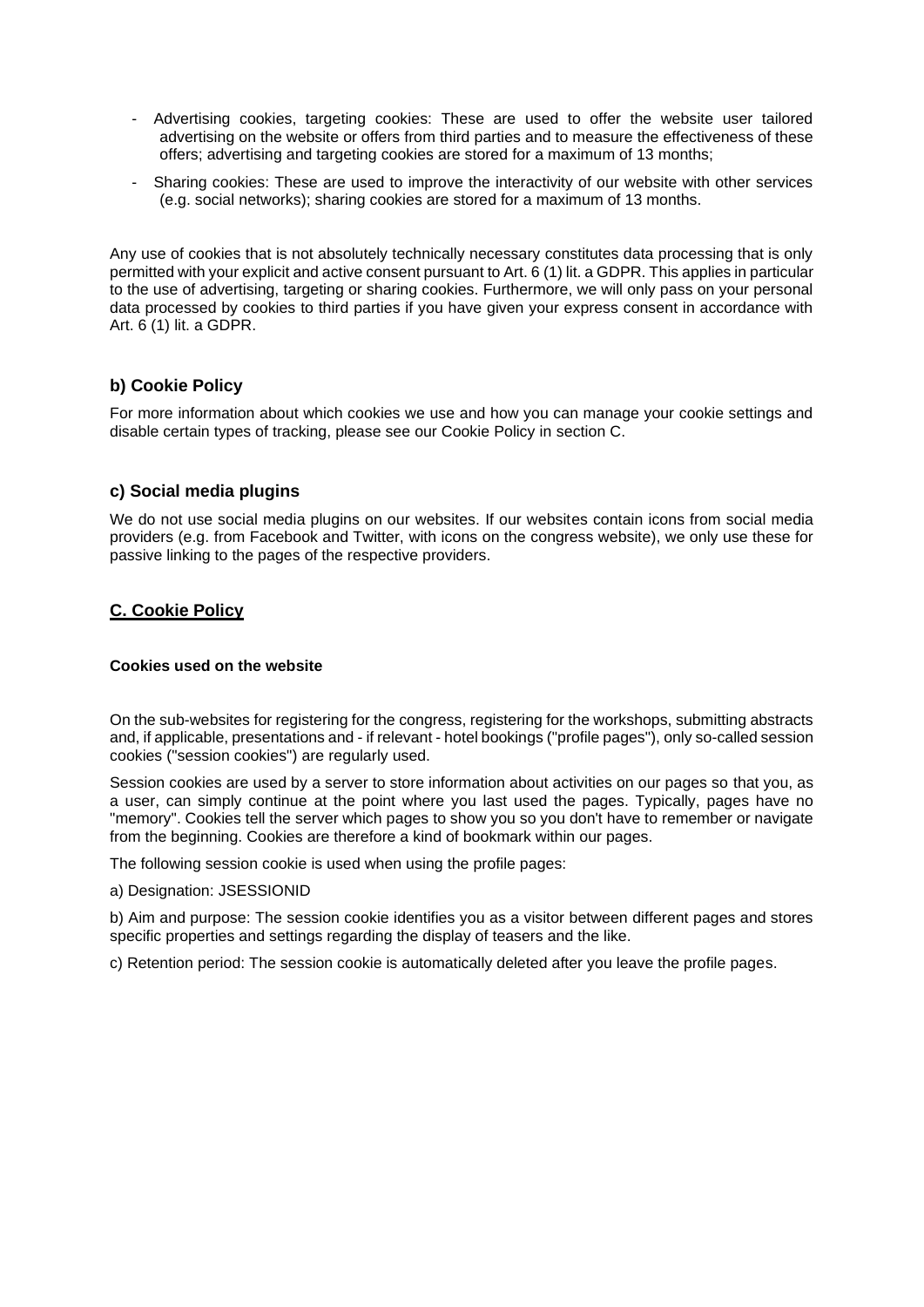- Advertising cookies, targeting cookies: These are used to offer the website user tailored advertising on the website or offers from third parties and to measure the effectiveness of these offers; advertising and targeting cookies are stored for a maximum of 13 months;
- Sharing cookies: These are used to improve the interactivity of our website with other services (e.g. social networks); sharing cookies are stored for a maximum of 13 months.

Any use of cookies that is not absolutely technically necessary constitutes data processing that is only permitted with your explicit and active consent pursuant to Art. 6 (1) lit. a GDPR. This applies in particular to the use of advertising, targeting or sharing cookies. Furthermore, we will only pass on your personal data processed by cookies to third parties if you have given your express consent in accordance with Art. 6 (1) lit. a GDPR.

### b) Cookie Policy

For more information about which cookies we use and how you can manage your cookie settings and disable certain types of tracking, please see our Cookie Policy in section C.

### c) Social media plugins

We do not use social media plugins on our websites. If our websites contain icons from social media providers (e.g. from Facebook and Twitter, with icons on the congress website), we only use these for passive linking to the pages of the respective providers.

## C. Cookie Policy

#### Cookies used on the website

On the sub-websites for registering for the congress, registering for the workshops, submitting abstracts and, if applicable, presentations and - if relevant - hotel bookings ("profile pages"), only so-called session cookies ("session cookies") are regularly used.

Session cookies are used by a server to store information about activities on our pages so that you, as a user, can simply continue at the point where you last used the pages. Typically, pages have no "memory". Cookies tell the server which pages to show you so you don't have to remember or navigate from the beginning. Cookies are therefore a kind of bookmark within our pages.

The following session cookie is used when using the profile pages:

a) Designation: JSESSIONID

b) Aim and purpose: The session cookie identifies you as a visitor between different pages and stores specific properties and settings regarding the display of teasers and the like.

c) Retention period: The session cookie is automatically deleted after you leave the profile pages.